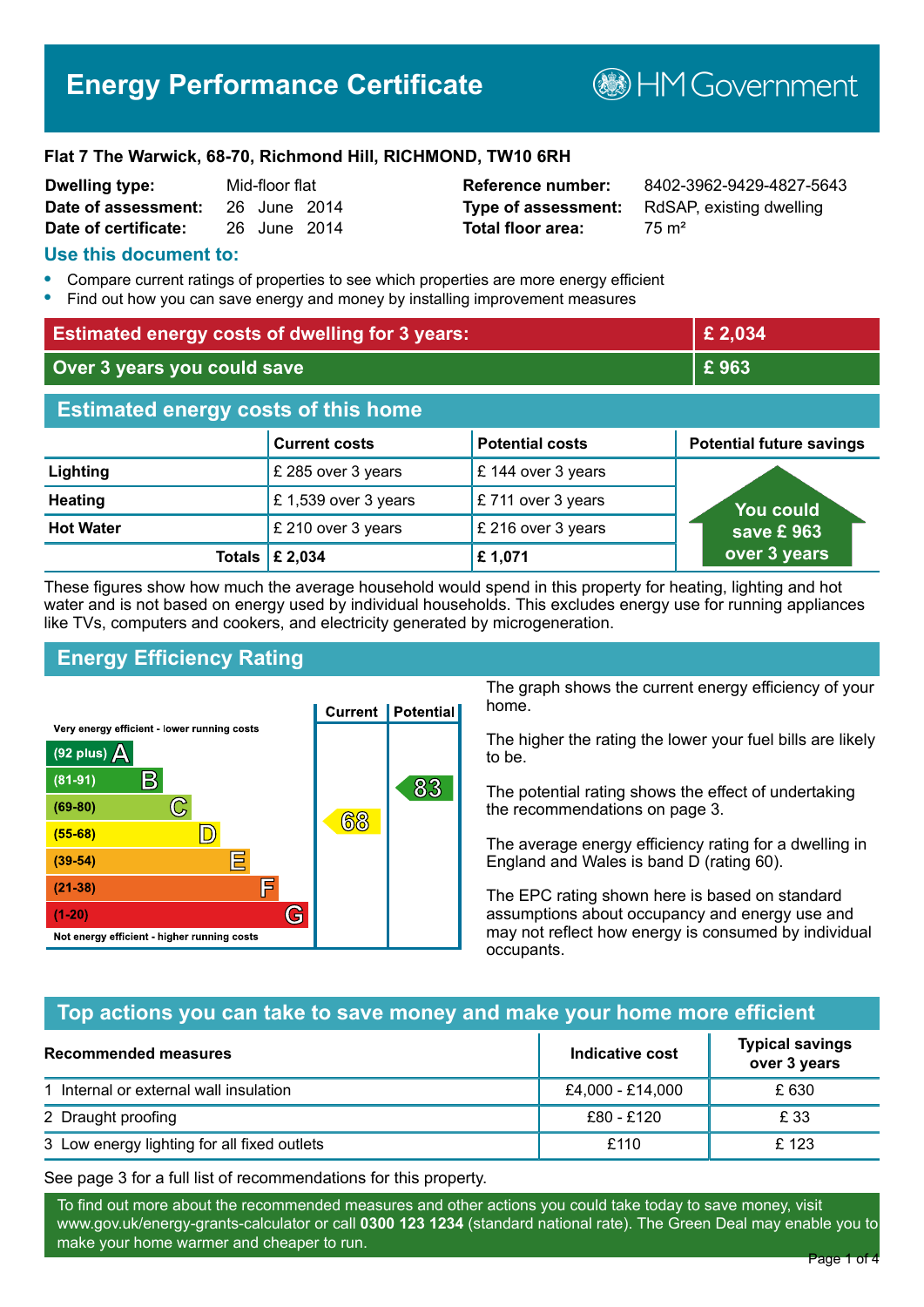# Energy Performance Certificate

HM Government

**Flat 7 The Warwick, 68-70, Richmond Hill, RICHMOND, TW10 6RH**

| | | | |
|---|---|---|---|
| **Dwelling type:** | Mid-floor flat | **Reference number:** | 8402-3962-9429-4827-5643 |
| **Date of assessment:** | 26 June 2014 | **Type of assessment:** | RdSAP, existing dwelling |
| **Date of certificate:** | 26 June 2014 | **Total floor area:** | 75 m² |

## Use this document to:

- Compare current ratings of properties to see which properties are more energy efficient
- Find out how you can save energy and money by installing improvement measures

| | |
|---|---|
| **Estimated energy costs of dwelling for 3 years:** | **£ 2,034** |
| **Over 3 years you could save** | **£ 963** |

## Estimated energy costs of this home

| | Current costs | Potential costs | Potential future savings |
|---|---|---|---|
| **Lighting** | £ 285 over 3 years | £ 144 over 3 years | You could save £ 963 over 3 years |
| **Heating** | £ 1,539 over 3 years | £ 711 over 3 years | |
| **Hot Water** | £ 210 over 3 years | £ 216 over 3 years | |
| **Totals** | **£ 2,034** | **£ 1,071** | |

These figures show how much the average household would spend in this property for heating, lighting and hot water and is not based on energy used by individual households. This excludes energy use for running appliances like TVs, computers and cookers, and electricity generated by microgeneration.

## Energy Efficiency Rating

| Rating | Current | Potential |
|---|---|---|
| Very energy efficient - lower running costs | | |
| (92 plus) A | | |
| (81-91) B | | 83 |
| (69-80) C | | |
| (55-68) D | 68 | |
| (39-54) E | | |
| (21-38) F | | |
| (1-20) G | | |
| Not energy efficient - higher running costs | | |

The graph shows the current energy efficiency of your home.

The higher the rating the lower your fuel bills are likely to be.

The potential rating shows the effect of undertaking the recommendations on page 3.

The average energy efficiency rating for a dwelling in England and Wales is band D (rating 60).

The EPC rating shown here is based on standard assumptions about occupancy and energy use and may not reflect how energy is consumed by individual occupants.

## Top actions you can take to save money and make your home more efficient

| Recommended measures | Indicative cost | Typical savings over 3 years |
|---|---|---|
| 1 Internal or external wall insulation | £4,000 - £14,000 | £ 630 |
| 2 Draught proofing | £80 - £120 | £ 33 |
| 3 Low energy lighting for all fixed outlets | £110 | £ 123 |

See page 3 for a full list of recommendations for this property.

To find out more about the recommended measures and other actions you could take today to save money, visit www.gov.uk/energy-grants-calculator or call **0300 123 1234** (standard national rate). The Green Deal may enable you to make your home warmer and cheaper to run.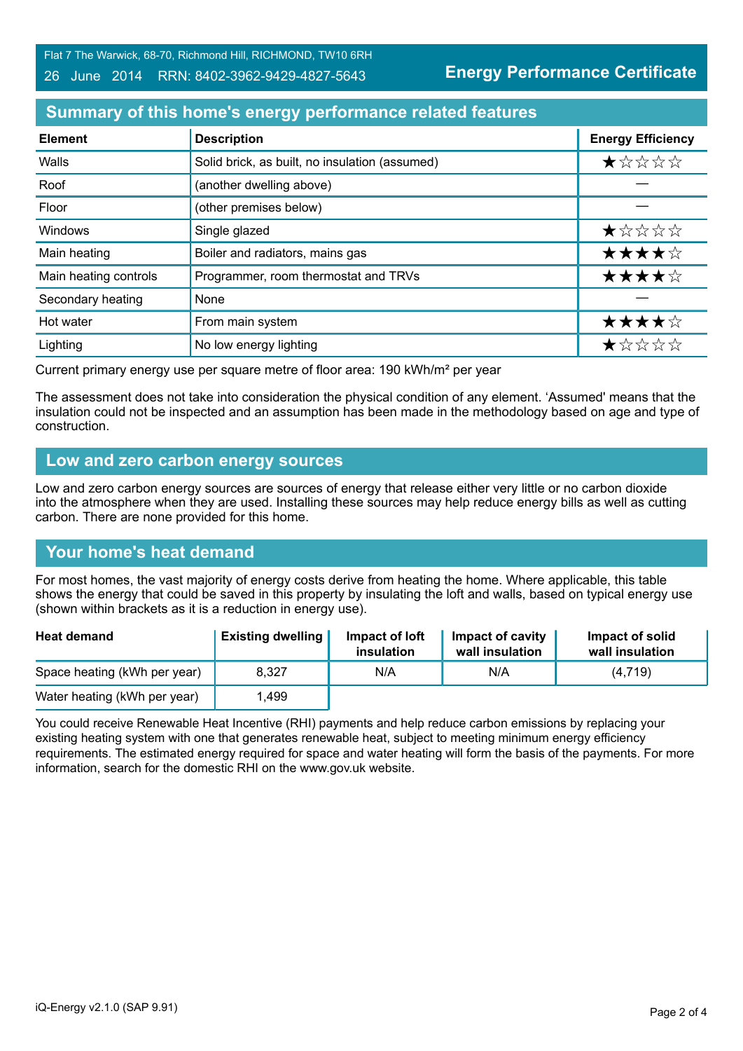## Summary of this home's energy performance related features

| Element | Description | Energy Efficiency |
| --- | --- | --- |
| Walls | Solid brick, as built, no insulation (assumed) | ★☆☆☆☆ |
| Roof | (another dwelling above) | — |
| Floor | (other premises below) | — |
| Windows | Single glazed | ★☆☆☆☆ |
| Main heating | Boiler and radiators, mains gas | ★★★★☆ |
| Main heating controls | Programmer, room thermostat and TRVs | ★★★★☆ |
| Secondary heating | None | — |
| Hot water | From main system | ★★★★☆ |
| Lighting | No low energy lighting | ★☆☆☆☆ |

Current primary energy use per square metre of floor area: 190 kWh/m² per year

The assessment does not take into consideration the physical condition of any element. 'Assumed' means that the insulation could not be inspected and an assumption has been made in the methodology based on age and type of construction.

## Low and zero carbon energy sources

Low and zero carbon energy sources are sources of energy that release either very little or no carbon dioxide into the atmosphere when they are used. Installing these sources may help reduce energy bills as well as cutting carbon. There are none provided for this home.

## Your home's heat demand

For most homes, the vast majority of energy costs derive from heating the home. Where applicable, this table shows the energy that could be saved in this property by insulating the loft and walls, based on typical energy use (shown within brackets as it is a reduction in energy use).

| Heat demand | Existing dwelling | Impact of loft insulation | Impact of cavity wall insulation | Impact of solid wall insulation |
| --- | --- | --- | --- | --- |
| Space heating (kWh per year) | 8,327 | N/A | N/A | (4,719) |
| Water heating (kWh per year) | 1,499 | | | |

You could receive Renewable Heat Incentive (RHI) payments and help reduce carbon emissions by replacing your existing heating system with one that generates renewable heat, subject to meeting minimum energy efficiency requirements. The estimated energy required for space and water heating will form the basis of the payments. For more information, search for the domestic RHI on the www.gov.uk website.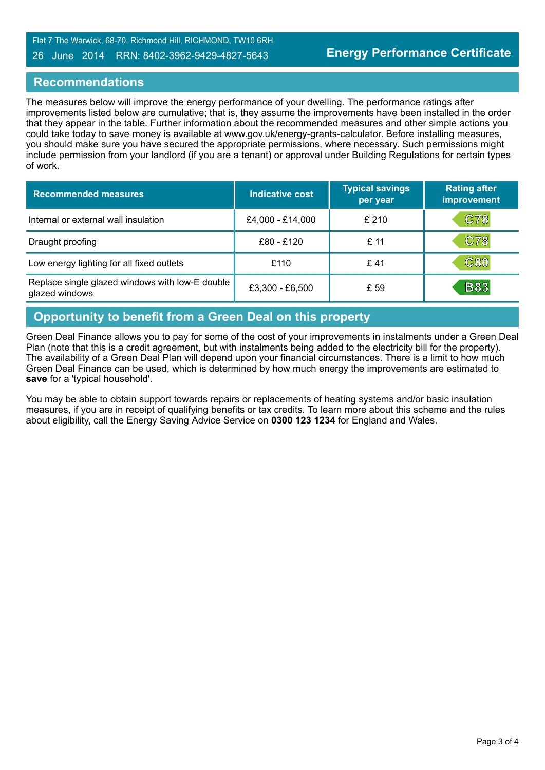## Recommendations

The measures below will improve the energy performance of your dwelling. The performance ratings after improvements listed below are cumulative; that is, they assume the improvements have been installed in the order that they appear in the table. Further information about the recommended measures and other simple actions you could take today to save money is available at www.gov.uk/energy-grants-calculator. Before installing measures, you should make sure you have secured the appropriate permissions, where necessary. Such permissions might include permission from your landlord (if you are a tenant) or approval under Building Regulations for certain types of work.

| Recommended measures | Indicative cost | Typical savings per year | Rating after improvement |
|---|---|---|---|
| Internal or external wall insulation | £4,000 - £14,000 | £ 210 | C78 |
| Draught proofing | £80 - £120 | £ 11 | C78 |
| Low energy lighting for all fixed outlets | £110 | £ 41 | C80 |
| Replace single glazed windows with low-E double glazed windows | £3,300 - £6,500 | £ 59 | B83 |

## Opportunity to benefit from a Green Deal on this property

Green Deal Finance allows you to pay for some of the cost of your improvements in instalments under a Green Deal Plan (note that this is a credit agreement, but with instalments being added to the electricity bill for the property). The availability of a Green Deal Plan will depend upon your financial circumstances. There is a limit to how much Green Deal Finance can be used, which is determined by how much energy the improvements are estimated to **save** for a 'typical household'.

You may be able to obtain support towards repairs or replacements of heating systems and/or basic insulation measures, if you are in receipt of qualifying benefits or tax credits. To learn more about this scheme and the rules about eligibility, call the Energy Saving Advice Service on **0300 123 1234** for England and Wales.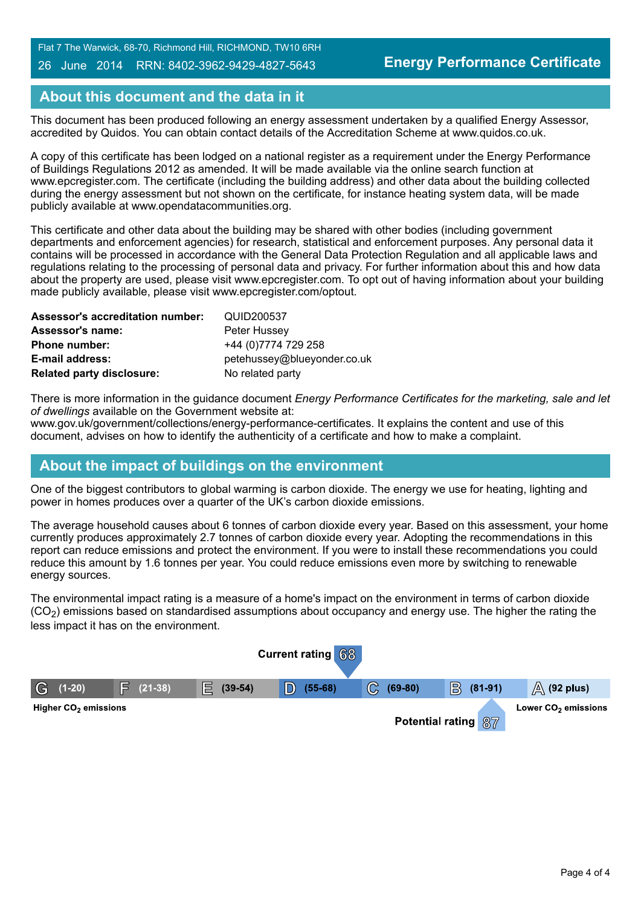Flat 7 The Warwick, 68-70, Richmond Hill, RICHMOND, TW10 6RH

26 June 2014 RRN: 8402-3962-9429-4827-5643

**Energy Performance Certificate**

## About this document and the data in it

This document has been produced following an energy assessment undertaken by a qualified Energy Assessor, accredited by Quidos. You can obtain contact details of the Accreditation Scheme at www.quidos.co.uk.

A copy of this certificate has been lodged on a national register as a requirement under the Energy Performance of Buildings Regulations 2012 as amended. It will be made available via the online search function at www.epcregister.com. The certificate (including the building address) and other data about the building collected during the energy assessment but not shown on the certificate, for instance heating system data, will be made publicly available at www.opendatacommunities.org.

This certificate and other data about the building may be shared with other bodies (including government departments and enforcement agencies) for research, statistical and enforcement purposes. Any personal data it contains will be processed in accordance with the General Data Protection Regulation and all applicable laws and regulations relating to the processing of personal data and privacy. For further information about this and how data about the property are used, please visit www.epcregister.com. To opt out of having information about your building made publicly available, please visit www.epcregister.com/optout.

| | |
|---|---|
| **Assessor's accreditation number:** | QUID200537 |
| **Assessor's name:** | Peter Hussey |
| **Phone number:** | +44 (0)7774 729 258 |
| **E-mail address:** | petehussey@blueyonder.co.uk |
| **Related party disclosure:** | No related party |

There is more information in the guidance document *Energy Performance Certificates for the marketing, sale and let of dwellings* available on the Government website at: www.gov.uk/government/collections/energy-performance-certificates. It explains the content and use of this document, advises on how to identify the authenticity of a certificate and how to make a complaint.

## About the impact of buildings on the environment

One of the biggest contributors to global warming is carbon dioxide. The energy we use for heating, lighting and power in homes produces over a quarter of the UK's carbon dioxide emissions.

The average household causes about 6 tonnes of carbon dioxide every year. Based on this assessment, your home currently produces approximately 2.7 tonnes of carbon dioxide every year. Adopting the recommendations in this report can reduce emissions and protect the environment. If you were to install these recommendations you could reduce this amount by 1.6 tonnes per year. You could reduce emissions even more by switching to renewable energy sources.

The environmental impact rating is a measure of a home's impact on the environment in terms of carbon dioxide ($CO_2$) emissions based on standardised assumptions about occupancy and energy use. The higher the rating the less impact it has on the environment.

Current rating 68

G (1-20) F (21-38) E (39-54) D (55-68) C (69-80) B (81-91) A (92 plus)

Higher $CO_2$ emissions

Lower $CO_2$ emissions

Potential rating 87